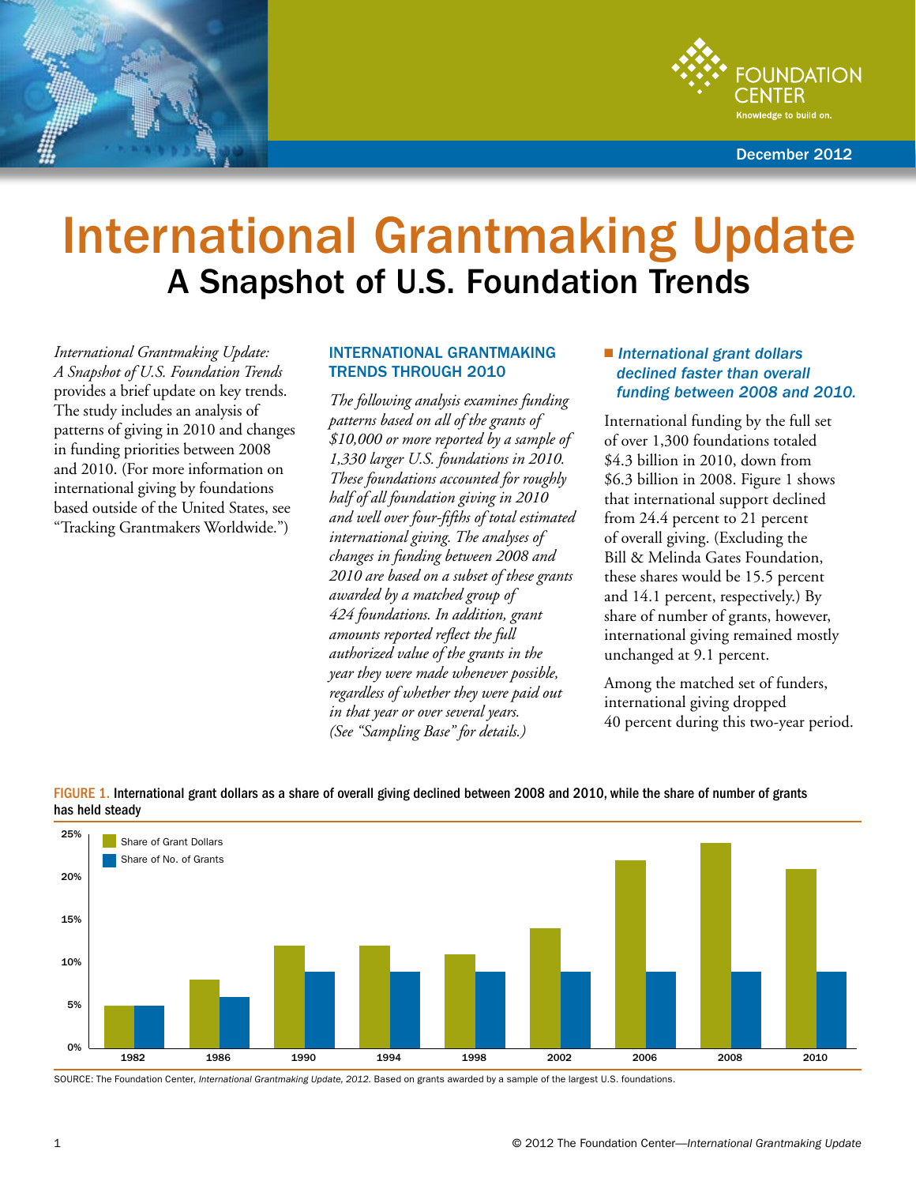FOUNDATION CENTER
Knowledge to build on.

December 2012

# International Grantmaking Update
## A Snapshot of U.S. Foundation Trends

*International Grantmaking Update: A Snapshot of U.S. Foundation Trends* provides a brief update on key trends. The study includes an analysis of patterns of giving in 2010 and changes in funding priorities between 2008 and 2010. (For more information on international giving by foundations based outside of the United States, see "Tracking Grantmakers Worldwide.")

### INTERNATIONAL GRANTMAKING TRENDS THROUGH 2010

*The following analysis examines funding patterns based on all of the grants of $10,000 or more reported by a sample of 1,330 larger U.S. foundations in 2010. These foundations accounted for roughly half of all foundation giving in 2010 and well over four-fifths of total estimated international giving. The analyses of changes in funding between 2008 and 2010 are based on a subset of these grants awarded by a matched group of 424 foundations. In addition, grant amounts reported reflect the full authorized value of the grants in the year they were made whenever possible, regardless of whether they were paid out in that year or over several years. (See "Sampling Base" for details.)*

- ***International grant dollars declined faster than overall funding between 2008 and 2010.***

International funding by the full set of over 1,300 foundations totaled $4.3 billion in 2010, down from $6.3 billion in 2008. Figure 1 shows that international support declined from 24.4 percent to 21 percent of overall giving. (Excluding the Bill & Melinda Gates Foundation, these shares would be 15.5 percent and 14.1 percent, respectively.) By share of number of grants, however, international giving remained mostly unchanged at 9.1 percent.

Among the matched set of funders, international giving dropped 40 percent during this two-year period.

FIGURE 1. International grant dollars as a share of overall giving declined between 2008 and 2010, while the share of number of grants has held steady

| Year | Share of Grant Dollars | Share of No. of Grants |
|---|---|---|
| 1982 | ~5% | ~5% |
| 1986 | ~8% | ~6% |
| 1990 | ~12% | ~9% |
| 1994 | ~12% | ~9% |
| 1998 | ~11% | ~9% |
| 2002 | ~14% | ~9% |
| 2006 | ~22% | ~9% |
| 2008 | ~24% | ~9% |
| 2010 | ~21% | ~9% |

SOURCE: The Foundation Center, *International Grantmaking Update, 2012.* Based on grants awarded by a sample of the largest U.S. foundations.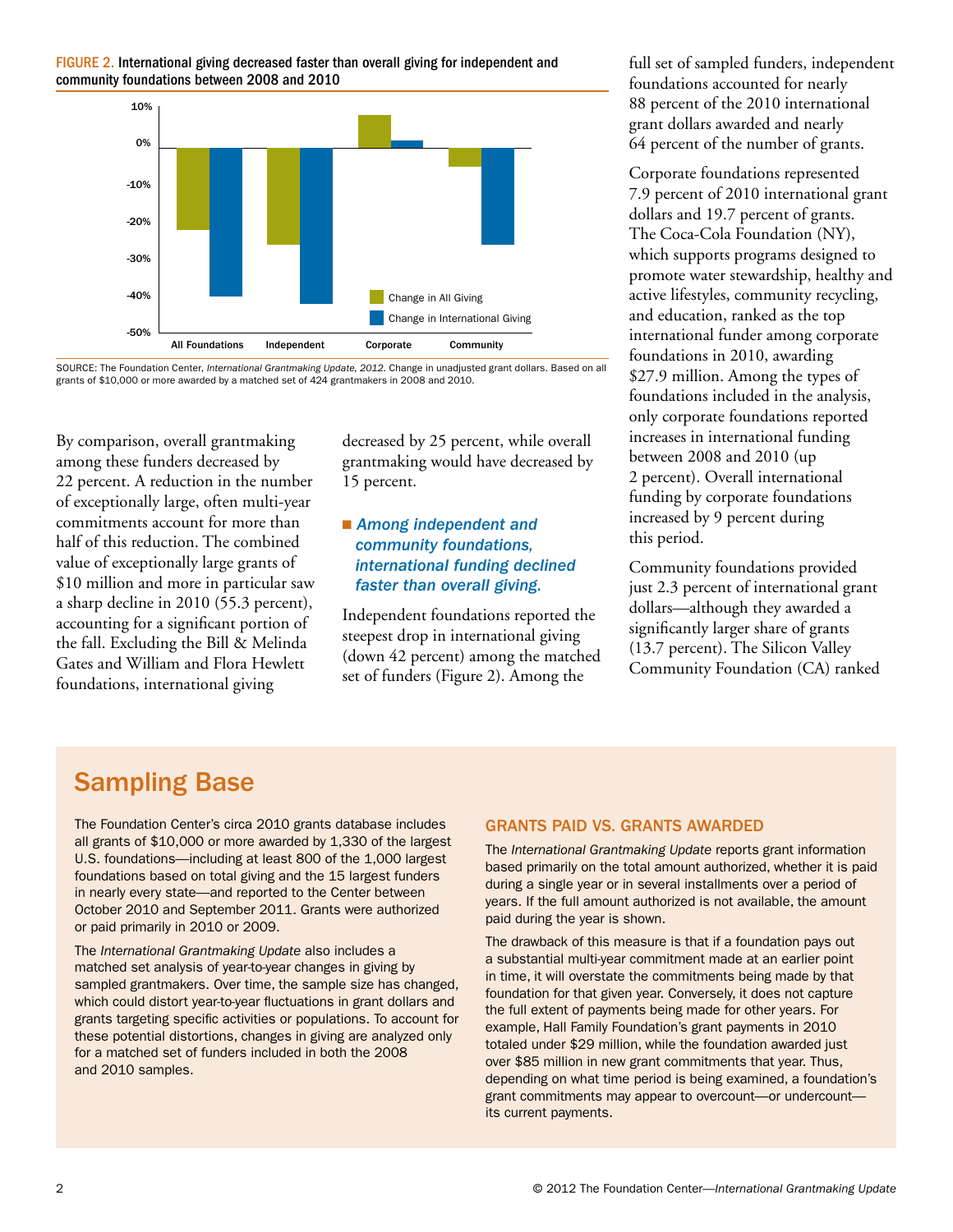**FIGURE 2. International giving decreased faster than overall giving for independent and community foundations between 2008 and 2010**

SOURCE: The Foundation Center, *International Grantmaking Update, 2012.* Change in unadjusted grant dollars. Based on all grants of $10,000 or more awarded by a matched set of 424 grantmakers in 2008 and 2010.

By comparison, overall grantmaking among these funders decreased by 22 percent. A reduction in the number of exceptionally large, often multi-year commitments account for more than half of this reduction. The combined value of exceptionally large grants of $10 million and more in particular saw a sharp decline in 2010 (55.3 percent), accounting for a significant portion of the fall. Excluding the Bill & Melinda Gates and William and Flora Hewlett foundations, international giving decreased by 25 percent, while overall grantmaking would have decreased by 15 percent.

- ***Among independent and community foundations, international funding declined faster than overall giving.***

Independent foundations reported the steepest drop in international giving (down 42 percent) among the matched set of funders (Figure 2). Among the full set of sampled funders, independent foundations accounted for nearly 88 percent of the 2010 international grant dollars awarded and nearly 64 percent of the number of grants.

Corporate foundations represented 7.9 percent of 2010 international grant dollars and 19.7 percent of grants. The Coca-Cola Foundation (NY), which supports programs designed to promote water stewardship, healthy and active lifestyles, community recycling, and education, ranked as the top international funder among corporate foundations in 2010, awarding $27.9 million. Among the types of foundations included in the analysis, only corporate foundations reported increases in international funding between 2008 and 2010 (up 2 percent). Overall international funding by corporate foundations increased by 9 percent during this period.

Community foundations provided just 2.3 percent of international grant dollars—although they awarded a significantly larger share of grants (13.7 percent). The Silicon Valley Community Foundation (CA) ranked

## Sampling Base

The Foundation Center's circa 2010 grants database includes all grants of $10,000 or more awarded by 1,330 of the largest U.S. foundations—including at least 800 of the 1,000 largest foundations based on total giving and the 15 largest funders in nearly every state—and reported to the Center between October 2010 and September 2011. Grants were authorized or paid primarily in 2010 or 2009.

The *International Grantmaking Update* also includes a matched set analysis of year-to-year changes in giving by sampled grantmakers. Over time, the sample size has changed, which could distort year-to-year fluctuations in grant dollars and grants targeting specific activities or populations. To account for these potential distortions, changes in giving are analyzed only for a matched set of funders included in both the 2008 and 2010 samples.

### GRANTS PAID VS. GRANTS AWARDED

The *International Grantmaking Update* reports grant information based primarily on the total amount authorized, whether it is paid during a single year or in several installments over a period of years. If the full amount authorized is not available, the amount paid during the year is shown.

The drawback of this measure is that if a foundation pays out a substantial multi-year commitment made at an earlier point in time, it will overstate the commitments being made by that foundation for that given year. Conversely, it does not capture the full extent of payments being made for other years. For example, Hall Family Foundation's grant payments in 2010 totaled under $29 million, while the foundation awarded just over $85 million in new grant commitments that year. Thus, depending on what time period is being examined, a foundation's grant commitments may appear to overcount—or undercount—its current payments.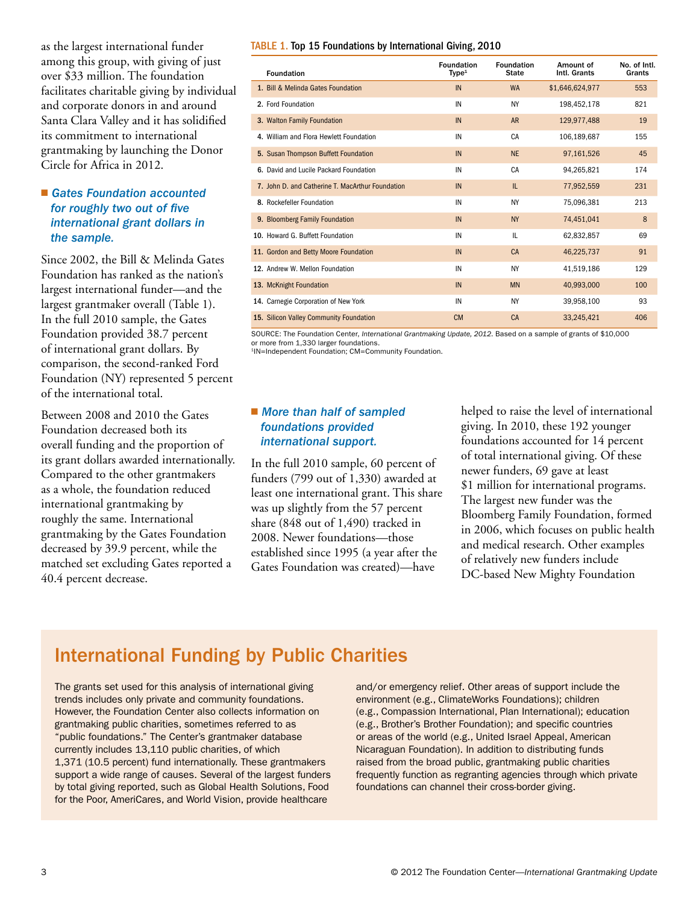as the largest international funder among this group, with giving of just over $33 million. The foundation facilitates charitable giving by individual and corporate donors in and around Santa Clara Valley and it has solidified its commitment to international grantmaking by launching the Donor Circle for Africa in 2012.

### ■ *Gates Foundation accounted for roughly two out of five international grant dollars in the sample.*

Since 2002, the Bill & Melinda Gates Foundation has ranked as the nation's largest international funder—and the largest grantmaker overall (Table 1). In the full 2010 sample, the Gates Foundation provided 38.7 percent of international grant dollars. By comparison, the second-ranked Ford Foundation (NY) represented 5 percent of the international total.

Between 2008 and 2010 the Gates Foundation decreased both its overall funding and the proportion of its grant dollars awarded internationally. Compared to the other grantmakers as a whole, the foundation reduced international grantmaking by roughly the same. International grantmaking by the Gates Foundation decreased by 39.9 percent, while the matched set excluding Gates reported a 40.4 percent decrease.

**TABLE 1. Top 15 Foundations by International Giving, 2010**

| Foundation | Foundation Type[1] | Foundation State | Amount of Intl. Grants | No. of Intl. Grants |
|---|---|---|---|---|
| 1. Bill & Melinda Gates Foundation | IN | WA | $1,646,624,977 | 553 |
| 2. Ford Foundation | IN | NY | 198,452,178 | 821 |
| 3. Walton Family Foundation | IN | AR | 129,977,488 | 19 |
| 4. William and Flora Hewlett Foundation | IN | CA | 106,189,687 | 155 |
| 5. Susan Thompson Buffett Foundation | IN | NE | 97,161,526 | 45 |
| 6. David and Lucile Packard Foundation | IN | CA | 94,265,821 | 174 |
| 7. John D. and Catherine T. MacArthur Foundation | IN | IL | 77,952,559 | 231 |
| 8. Rockefeller Foundation | IN | NY | 75,096,381 | 213 |
| 9. Bloomberg Family Foundation | IN | NY | 74,451,041 | 8 |
| 10. Howard G. Buffett Foundation | IN | IL | 62,832,857 | 69 |
| 11. Gordon and Betty Moore Foundation | IN | CA | 46,225,737 | 91 |
| 12. Andrew W. Mellon Foundation | IN | NY | 41,519,186 | 129 |
| 13. McKnight Foundation | IN | MN | 40,993,000 | 100 |
| 14. Carnegie Corporation of New York | IN | NY | 39,958,100 | 93 |
| 15. Silicon Valley Community Foundation | CM | CA | 33,245,421 | 406 |

SOURCE: The Foundation Center, *International Grantmaking Update, 2012.* Based on a sample of grants of $10,000 or more from 1,330 larger foundations.
[1]IN=Independent Foundation; CM=Community Foundation.

### ■ *More than half of sampled foundations provided international support.*

In the full 2010 sample, 60 percent of funders (799 out of 1,330) awarded at least one international grant. This share was up slightly from the 57 percent share (848 out of 1,490) tracked in 2008. Newer foundations—those established since 1995 (a year after the Gates Foundation was created)—have helped to raise the level of international giving. In 2010, these 192 younger foundations accounted for 14 percent of total international giving. Of these newer funders, 69 gave at least $1 million for international programs. The largest new funder was the Bloomberg Family Foundation, formed in 2006, which focuses on public health and medical research. Other examples of relatively new funders include DC-based New Mighty Foundation

## International Funding by Public Charities

The grants set used for this analysis of international giving trends includes only private and community foundations. However, the Foundation Center also collects information on grantmaking public charities, sometimes referred to as "public foundations." The Center's grantmaker database currently includes 13,110 public charities, of which 1,371 (10.5 percent) fund internationally. These grantmakers support a wide range of causes. Several of the largest funders by total giving reported, such as Global Health Solutions, Food for the Poor, AmeriCares, and World Vision, provide healthcare and/or emergency relief. Other areas of support include the environment (e.g., ClimateWorks Foundations); children (e.g., Compassion International, Plan International); education (e.g., Brother's Brother Foundation); and specific countries or areas of the world (e.g., United Israel Appeal, American Nicaraguan Foundation). In addition to distributing funds raised from the broad public, grantmaking public charities frequently function as regranting agencies through which private foundations can channel their cross-border giving.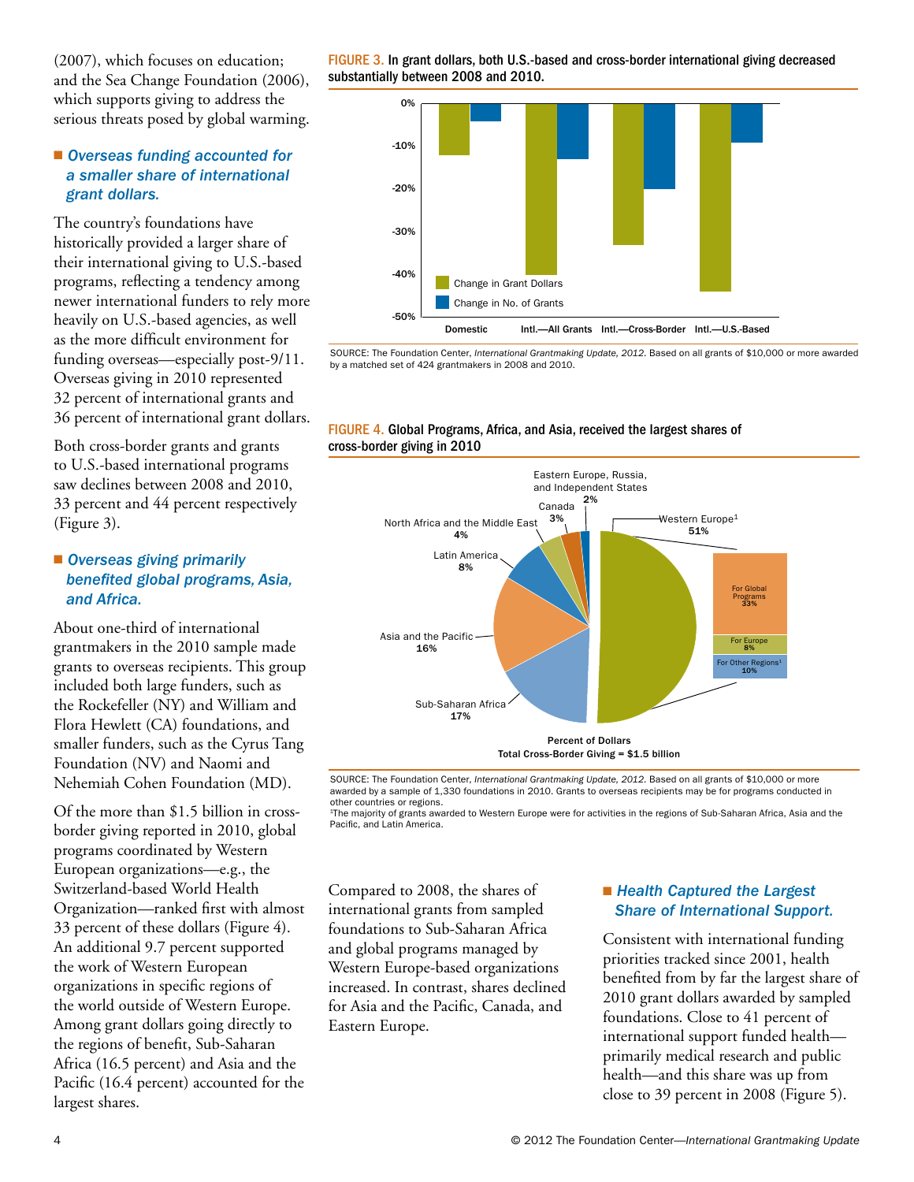(2007), which focuses on education; and the Sea Change Foundation (2006), which supports giving to address the serious threats posed by global warming.

### *Overseas funding accounted for a smaller share of international grant dollars.*

The country's foundations have historically provided a larger share of their international giving to U.S.-based programs, reflecting a tendency among newer international funders to rely more heavily on U.S.-based agencies, as well as the more difficult environment for funding overseas—especially post-9/11. Overseas giving in 2010 represented 32 percent of international grants and 36 percent of international grant dollars.

Both cross-border grants and grants to U.S.-based international programs saw declines between 2008 and 2010, 33 percent and 44 percent respectively (Figure 3).

### *Overseas giving primarily benefited global programs, Asia, and Africa.*

About one-third of international grantmakers in the 2010 sample made grants to overseas recipients. This group included both large funders, such as the Rockefeller (NY) and William and Flora Hewlett (CA) foundations, and smaller funders, such as the Cyrus Tang Foundation (NV) and Naomi and Nehemiah Cohen Foundation (MD).

Of the more than $1.5 billion in cross-border giving reported in 2010, global programs coordinated by Western European organizations—e.g., the Switzerland-based World Health Organization—ranked first with almost 33 percent of these dollars (Figure 4). An additional 9.7 percent supported the work of Western European organizations in specific regions of the world outside of Western Europe. Among grant dollars going directly to the regions of benefit, Sub-Saharan Africa (16.5 percent) and Asia and the Pacific (16.4 percent) accounted for the largest shares.

**FIGURE 3.** In grant dollars, both U.S.-based and cross-border international giving decreased substantially between 2008 and 2010.

SOURCE: The Foundation Center, *International Grantmaking Update, 2012.* Based on all grants of $10,000 or more awarded by a matched set of 424 grantmakers in 2008 and 2010.

**FIGURE 4.** Global Programs, Africa, and Asia, received the largest shares of cross-border giving in 2010

Percent of Dollars
Total Cross-Border Giving = $1.5 billion

SOURCE: The Foundation Center, *International Grantmaking Update, 2012.* Based on all grants of $10,000 or more awarded by a sample of 1,330 foundations in 2010. Grants to overseas recipients may be for programs conducted in other countries or regions.
[1]The majority of grants awarded to Western Europe were for activities in the regions of Sub-Saharan Africa, Asia and the Pacific, and Latin America.

Compared to 2008, the shares of international grants from sampled foundations to Sub-Saharan Africa and global programs managed by Western Europe-based organizations increased. In contrast, shares declined for Asia and the Pacific, Canada, and Eastern Europe.

### *Health Captured the Largest Share of International Support.*

Consistent with international funding priorities tracked since 2001, health benefited from by far the largest share of 2010 grant dollars awarded by sampled foundations. Close to 41 percent of international support funded health—primarily medical research and public health—and this share was up from close to 39 percent in 2008 (Figure 5).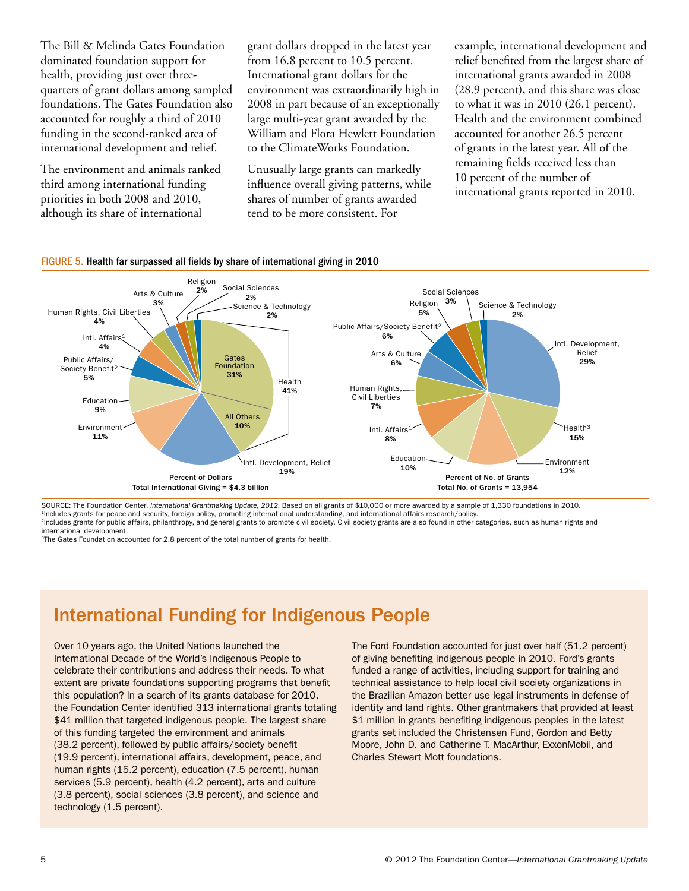The Bill & Melinda Gates Foundation dominated foundation support for health, providing just over three-quarters of grant dollars among sampled foundations. The Gates Foundation also accounted for roughly a third of 2010 funding in the second-ranked area of international development and relief.

The environment and animals ranked third among international funding priorities in both 2008 and 2010, although its share of international grant dollars dropped in the latest year from 16.8 percent to 10.5 percent. International grant dollars for the environment was extraordinarily high in 2008 in part because of an exceptionally large multi-year grant awarded by the William and Flora Hewlett Foundation to the ClimateWorks Foundation.

Unusually large grants can markedly influence overall giving patterns, while shares of number of grants awarded tend to be more consistent. For example, international development and relief benefited from the largest share of international grants awarded in 2008 (28.9 percent), and this share was close to what it was in 2010 (26.1 percent). Health and the environment combined accounted for another 26.5 percent of grants in the latest year. All of the remaining fields received less than 10 percent of the number of international grants reported in 2010.

**FIGURE 5.** Health far surpassed all fields by share of international giving in 2010

**Percent of Dollars** — Total International Giving = $4.3 billion

| Field | Percent |
|---|---|
| Health | 41% |
| – Gates Foundation | 31% |
| – All Others | 10% |
| Intl. Development, Relief | 19% |
| Environment | 11% |
| Education | 9% |
| Public Affairs/Society Benefit[2] | 5% |
| Intl. Affairs[1] | 4% |
| Human Rights, Civil Liberties | 4% |
| Arts & Culture | 3% |
| Religion | 2% |
| Social Sciences | 2% |
| Science & Technology | 2% |

**Percent of No. of Grants** — Total No. of Grants = 13,954

| Field | Percent |
|---|---|
| Intl. Development, Relief | 29% |
| Health[3] | 15% |
| Environment | 12% |
| Education | 10% |
| Intl. Affairs[1] | 8% |
| Human Rights, Civil Liberties | 7% |
| Arts & Culture | 6% |
| Public Affairs/Society Benefit[2] | 6% |
| Religion | 5% |
| Social Sciences | 3% |
| Science & Technology | 2% |

SOURCE: The Foundation Center, *International Grantmaking Update, 2012*. Based on all grants of $10,000 or more awarded by a sample of 1,330 foundations in 2010.
[1]Includes grants for peace and security, foreign policy, promoting international understanding, and international affairs research/policy.
[2]Includes grants for public affairs, philanthropy, and general grants to promote civil society. Civil society grants are also found in other categories, such as human rights and international development.
[3]The Gates Foundation accounted for 2.8 percent of the total number of grants for health.

## International Funding for Indigenous People

Over 10 years ago, the United Nations launched the International Decade of the World's Indigenous People to celebrate their contributions and address their needs. To what extent are private foundations supporting programs that benefit this population? In a search of its grants database for 2010, the Foundation Center identified 313 international grants totaling $41 million that targeted indigenous people. The largest share of this funding targeted the environment and animals (38.2 percent), followed by public affairs/society benefit (19.9 percent), international affairs, development, peace, and human rights (15.2 percent), education (7.5 percent), human services (5.9 percent), health (4.2 percent), arts and culture (3.8 percent), social sciences (3.8 percent), and science and technology (1.5 percent).

The Ford Foundation accounted for just over half (51.2 percent) of giving benefiting indigenous people in 2010. Ford's grants funded a range of activities, including support for training and technical assistance to help local civil society organizations in the Brazilian Amazon better use legal instruments in defense of identity and land rights. Other grantmakers that provided at least $1 million in grants benefiting indigenous peoples in the latest grants set included the Christensen Fund, Gordon and Betty Moore, John D. and Catherine T. MacArthur, ExxonMobil, and Charles Stewart Mott foundations.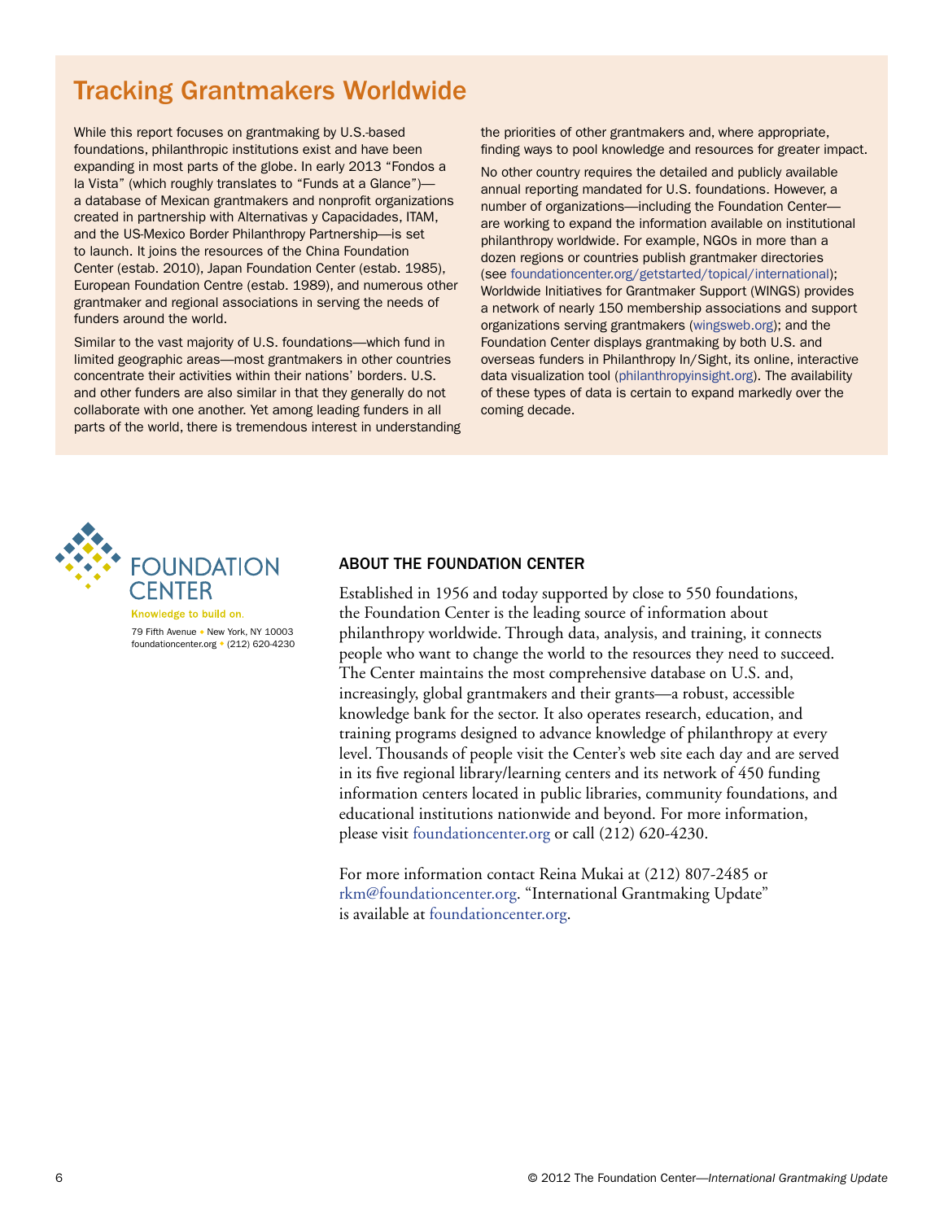## Tracking Grantmakers Worldwide

While this report focuses on grantmaking by U.S.-based foundations, philanthropic institutions exist and have been expanding in most parts of the globe. In early 2013 "Fondos a la Vista" (which roughly translates to "Funds at a Glance")—a database of Mexican grantmakers and nonprofit organizations created in partnership with Alternativas y Capacidades, ITAM, and the US-Mexico Border Philanthropy Partnership—is set to launch. It joins the resources of the China Foundation Center (estab. 2010), Japan Foundation Center (estab. 1985), European Foundation Centre (estab. 1989), and numerous other grantmaker and regional associations in serving the needs of funders around the world.

Similar to the vast majority of U.S. foundations—which fund in limited geographic areas—most grantmakers in other countries concentrate their activities within their nations' borders. U.S. and other funders are also similar in that they generally do not collaborate with one another. Yet among leading funders in all parts of the world, there is tremendous interest in understanding the priorities of other grantmakers and, where appropriate, finding ways to pool knowledge and resources for greater impact.

No other country requires the detailed and publicly available annual reporting mandated for U.S. foundations. However, a number of organizations—including the Foundation Center—are working to expand the information available on institutional philanthropy worldwide. For example, NGOs in more than a dozen regions or countries publish grantmaker directories (see foundationcenter.org/getstarted/topical/international); Worldwide Initiatives for Grantmaker Support (WINGS) provides a network of nearly 150 membership associations and support organizations serving grantmakers (wingsweb.org); and the Foundation Center displays grantmaking by both U.S. and overseas funders in Philanthropy In/Sight, its online, interactive data visualization tool (philanthropyinsight.org). The availability of these types of data is certain to expand markedly over the coming decade.

FOUNDATION CENTER

Knowledge to build on.

79 Fifth Avenue • New York, NY 10003
foundationcenter.org • (212) 620-4230

### ABOUT THE FOUNDATION CENTER

Established in 1956 and today supported by close to 550 foundations, the Foundation Center is the leading source of information about philanthropy worldwide. Through data, analysis, and training, it connects people who want to change the world to the resources they need to succeed. The Center maintains the most comprehensive database on U.S. and, increasingly, global grantmakers and their grants—a robust, accessible knowledge bank for the sector. It also operates research, education, and training programs designed to advance knowledge of philanthropy at every level. Thousands of people visit the Center's web site each day and are served in its five regional library/learning centers and its network of 450 funding information centers located in public libraries, community foundations, and educational institutions nationwide and beyond. For more information, please visit foundationcenter.org or call (212) 620-4230.

For more information contact Reina Mukai at (212) 807-2485 or rkm@foundationcenter.org. "International Grantmaking Update" is available at foundationcenter.org.